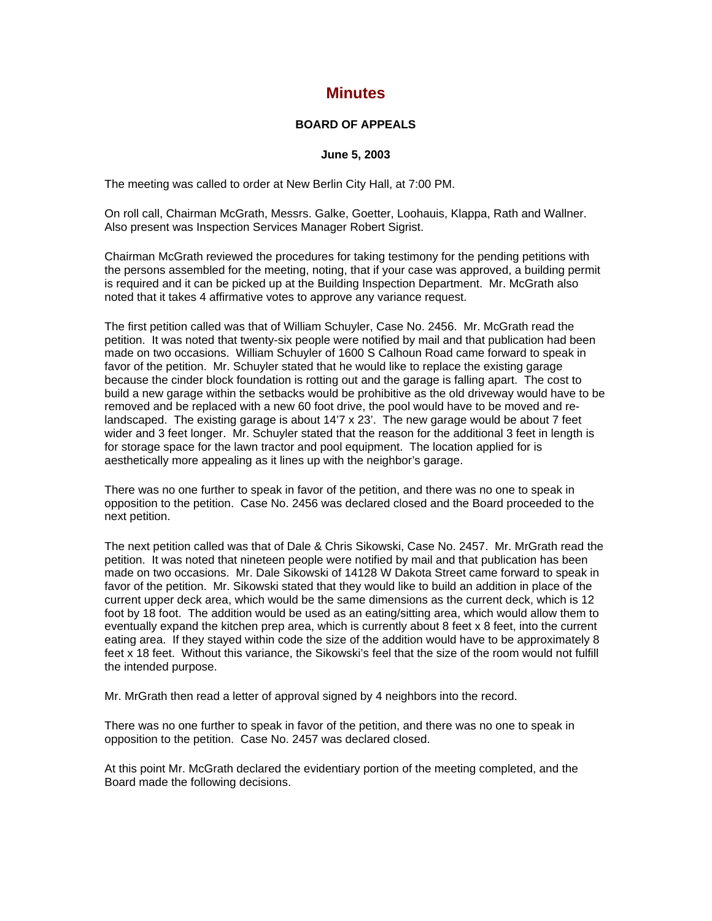# Minutes

### BOARD OF APPEALS

### June 5, 2003

The meeting was called to order at New Berlin City Hall, at 7:00 PM.

On roll call, Chairman McGrath, Messrs. Galke, Goetter, Loohauis, Klappa, Rath and Wallner. Also present was Inspection Services Manager Robert Sigrist.

Chairman McGrath reviewed the procedures for taking testimony for the pending petitions with the persons assembled for the meeting, noting, that if your case was approved, a building permit is required and it can be picked up at the Building Inspection Department. Mr. McGrath also noted that it takes 4 affirmative votes to approve any variance request.

The first petition called was that of William Schuyler, Case No. 2456. Mr. McGrath read the petition. It was noted that twenty-six people were notified by mail and that publication had been made on two occasions. William Schuyler of 1600 S Calhoun Road came forward to speak in favor of the petition. Mr. Schuyler stated that he would like to replace the existing garage because the cinder block foundation is rotting out and the garage is falling apart. The cost to build a new garage within the setbacks would be prohibitive as the old driveway would have to be removed and be replaced with a new 60 foot drive, the pool would have to be moved and re-landscaped. The existing garage is about 14'7 x 23'. The new garage would be about 7 feet wider and 3 feet longer. Mr. Schuyler stated that the reason for the additional 3 feet in length is for storage space for the lawn tractor and pool equipment. The location applied for is aesthetically more appealing as it lines up with the neighbor's garage.

There was no one further to speak in favor of the petition, and there was no one to speak in opposition to the petition. Case No. 2456 was declared closed and the Board proceeded to the next petition.

The next petition called was that of Dale & Chris Sikowski, Case No. 2457. Mr. MrGrath read the petition. It was noted that nineteen people were notified by mail and that publication has been made on two occasions. Mr. Dale Sikowski of 14128 W Dakota Street came forward to speak in favor of the petition. Mr. Sikowski stated that they would like to build an addition in place of the current upper deck area, which would be the same dimensions as the current deck, which is 12 foot by 18 foot. The addition would be used as an eating/sitting area, which would allow them to eventually expand the kitchen prep area, which is currently about 8 feet x 8 feet, into the current eating area. If they stayed within code the size of the addition would have to be approximately 8 feet x 18 feet. Without this variance, the Sikowski's feel that the size of the room would not fulfill the intended purpose.

Mr. MrGrath then read a letter of approval signed by 4 neighbors into the record.

There was no one further to speak in favor of the petition, and there was no one to speak in opposition to the petition. Case No. 2457 was declared closed.

At this point Mr. McGrath declared the evidentiary portion of the meeting completed, and the Board made the following decisions.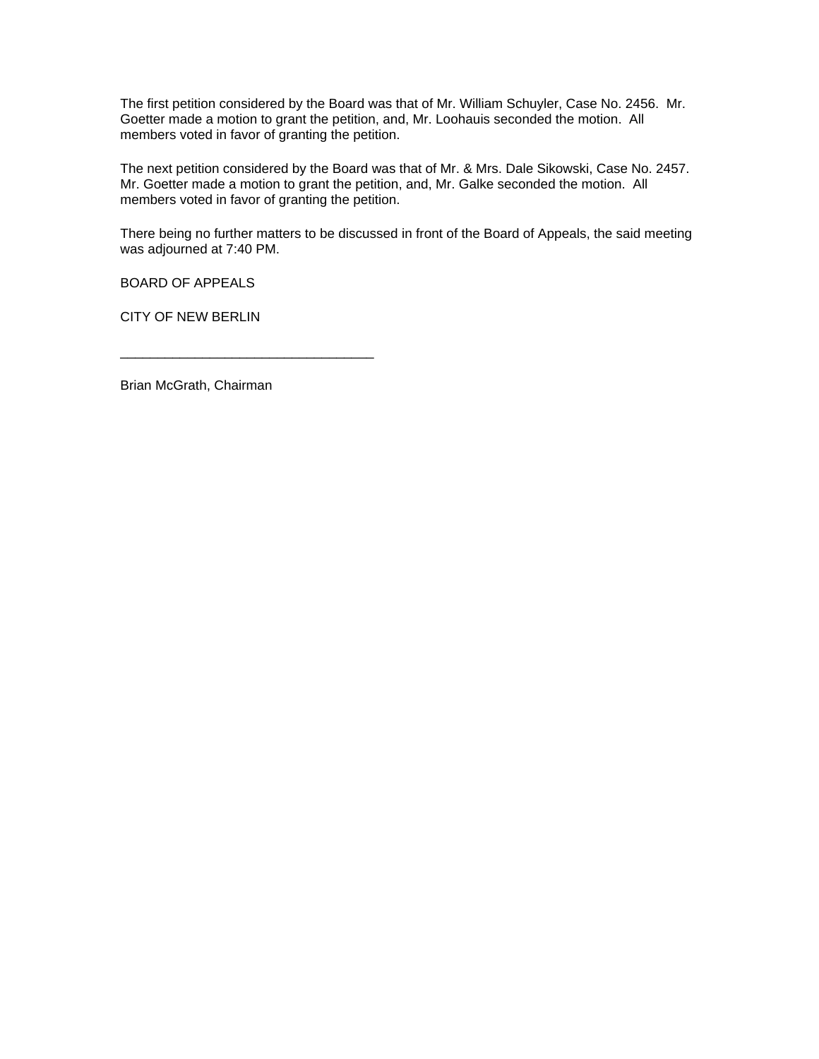The first petition considered by the Board was that of Mr. William Schuyler, Case No. 2456. Mr. Goetter made a motion to grant the petition, and, Mr. Loohauis seconded the motion. All members voted in favor of granting the petition.

The next petition considered by the Board was that of Mr. & Mrs. Dale Sikowski, Case No. 2457. Mr. Goetter made a motion to grant the petition, and, Mr. Galke seconded the motion. All members voted in favor of granting the petition.

There being no further matters to be discussed in front of the Board of Appeals, the said meeting was adjourned at 7:40 PM.

BOARD OF APPEALS

CITY OF NEW BERLIN

__________________________________

Brian McGrath, Chairman